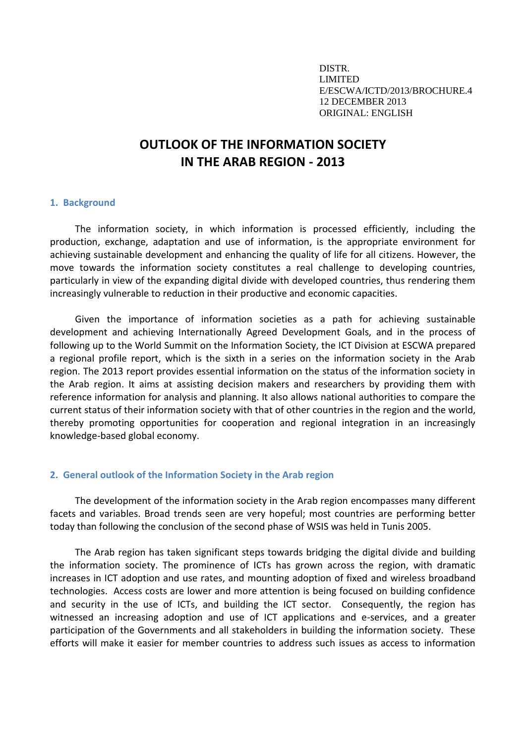DISTR.
LIMITED
E/ESCWA/ICTD/2013/BROCHURE.4
12 DECEMBER 2013
ORIGINAL: ENGLISH

# OUTLOOK OF THE INFORMATION SOCIETY IN THE ARAB REGION - 2013

## 1. Background

The information society, in which information is processed efficiently, including the production, exchange, adaptation and use of information, is the appropriate environment for achieving sustainable development and enhancing the quality of life for all citizens. However, the move towards the information society constitutes a real challenge to developing countries, particularly in view of the expanding digital divide with developed countries, thus rendering them increasingly vulnerable to reduction in their productive and economic capacities.

Given the importance of information societies as a path for achieving sustainable development and achieving Internationally Agreed Development Goals, and in the process of following up to the World Summit on the Information Society, the ICT Division at ESCWA prepared a regional profile report, which is the sixth in a series on the information society in the Arab region. The 2013 report provides essential information on the status of the information society in the Arab region. It aims at assisting decision makers and researchers by providing them with reference information for analysis and planning. It also allows national authorities to compare the current status of their information society with that of other countries in the region and the world, thereby promoting opportunities for cooperation and regional integration in an increasingly knowledge-based global economy.

## 2. General outlook of the Information Society in the Arab region

The development of the information society in the Arab region encompasses many different facets and variables. Broad trends seen are very hopeful; most countries are performing better today than following the conclusion of the second phase of WSIS was held in Tunis 2005.

The Arab region has taken significant steps towards bridging the digital divide and building the information society. The prominence of ICTs has grown across the region, with dramatic increases in ICT adoption and use rates, and mounting adoption of fixed and wireless broadband technologies. Access costs are lower and more attention is being focused on building confidence and security in the use of ICTs, and building the ICT sector. Consequently, the region has witnessed an increasing adoption and use of ICT applications and e-services, and a greater participation of the Governments and all stakeholders in building the information society. These efforts will make it easier for member countries to address such issues as access to information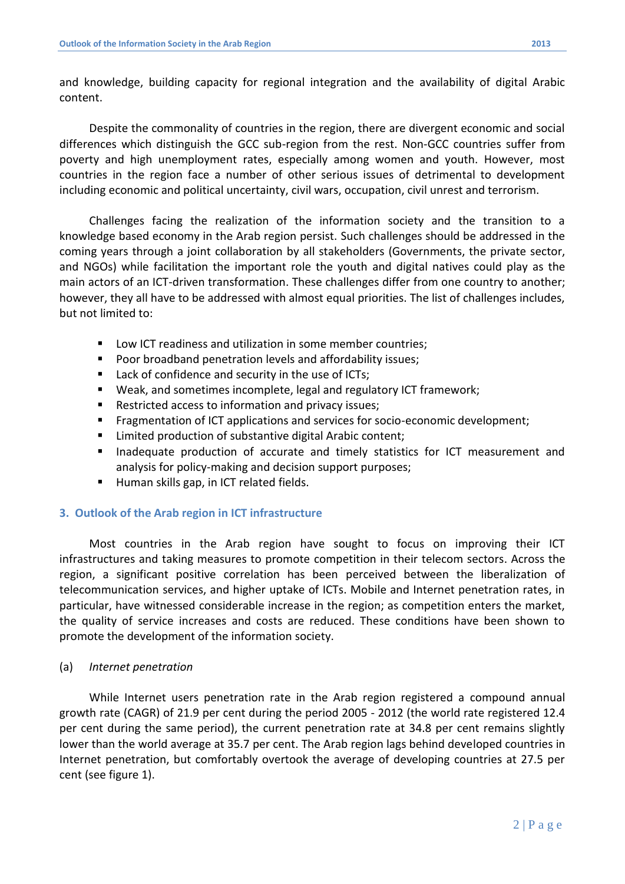and knowledge, building capacity for regional integration and the availability of digital Arabic content.

Despite the commonality of countries in the region, there are divergent economic and social differences which distinguish the GCC sub-region from the rest. Non-GCC countries suffer from poverty and high unemployment rates, especially among women and youth. However, most countries in the region face a number of other serious issues of detrimental to development including economic and political uncertainty, civil wars, occupation, civil unrest and terrorism.

Challenges facing the realization of the information society and the transition to a knowledge based economy in the Arab region persist. Such challenges should be addressed in the coming years through a joint collaboration by all stakeholders (Governments, the private sector, and NGOs) while facilitation the important role the youth and digital natives could play as the main actors of an ICT-driven transformation. These challenges differ from one country to another; however, they all have to be addressed with almost equal priorities. The list of challenges includes, but not limited to:

- Low ICT readiness and utilization in some member countries;
- Poor broadband penetration levels and affordability issues;
- Lack of confidence and security in the use of ICTs;
- Weak, and sometimes incomplete, legal and regulatory ICT framework;
- Restricted access to information and privacy issues;
- Fragmentation of ICT applications and services for socio-economic development;
- Limited production of substantive digital Arabic content;
- Inadequate production of accurate and timely statistics for ICT measurement and analysis for policy-making and decision support purposes;
- Human skills gap, in ICT related fields.

## 3. Outlook of the Arab region in ICT infrastructure

Most countries in the Arab region have sought to focus on improving their ICT infrastructures and taking measures to promote competition in their telecom sectors. Across the region, a significant positive correlation has been perceived between the liberalization of telecommunication services, and higher uptake of ICTs. Mobile and Internet penetration rates, in particular, have witnessed considerable increase in the region; as competition enters the market, the quality of service increases and costs are reduced. These conditions have been shown to promote the development of the information society.

### (a) *Internet penetration*

While Internet users penetration rate in the Arab region registered a compound annual growth rate (CAGR) of 21.9 per cent during the period 2005 - 2012 (the world rate registered 12.4 per cent during the same period), the current penetration rate at 34.8 per cent remains slightly lower than the world average at 35.7 per cent. The Arab region lags behind developed countries in Internet penetration, but comfortably overtook the average of developing countries at 27.5 per cent (see figure 1).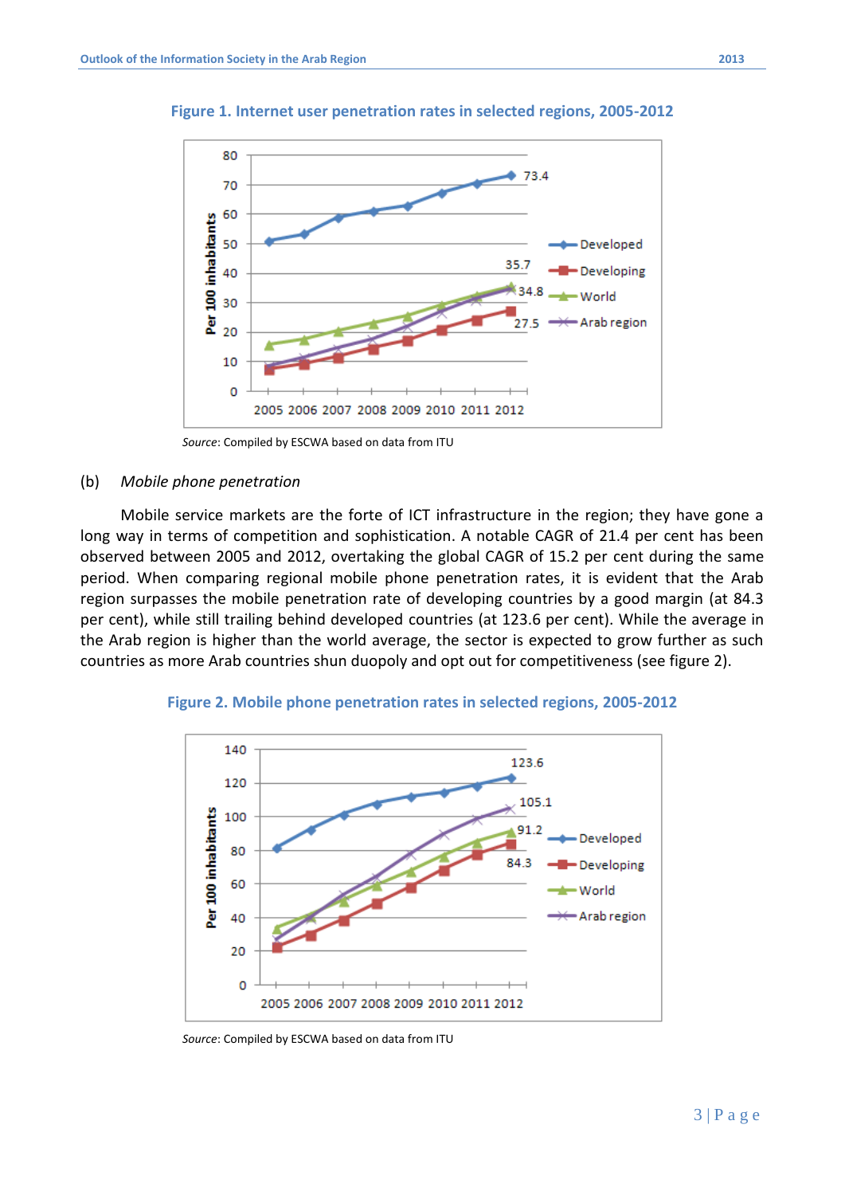**Figure 1. Internet user penetration rates in selected regions, 2005-2012**

Per 100 inhabitants

80
70
60
50
40
30
20
10
0

2005 2006 2007 2008 2009 2010 2011 2012

73.4
35.7
34.8
27.5

Developed
Developing
World
Arab region

*Source*: Compiled by ESCWA based on data from ITU

(b) *Mobile phone penetration*

Mobile service markets are the forte of ICT infrastructure in the region; they have gone a long way in terms of competition and sophistication. A notable CAGR of 21.4 per cent has been observed between 2005 and 2012, overtaking the global CAGR of 15.2 per cent during the same period. When comparing regional mobile phone penetration rates, it is evident that the Arab region surpasses the mobile penetration rate of developing countries by a good margin (at 84.3 per cent), while still trailing behind developed countries (at 123.6 per cent). While the average in the Arab region is higher than the world average, the sector is expected to grow further as such countries as more Arab countries shun duopoly and opt out for competitiveness (see figure 2).

**Figure 2. Mobile phone penetration rates in selected regions, 2005-2012**

Per 100 inhabitants

140
120
100
80
60
40
20
0

2005 2006 2007 2008 2009 2010 2011 2012

123.6
105.1
91.2
84.3

Developed
Developing
World
Arab region

*Source*: Compiled by ESCWA based on data from ITU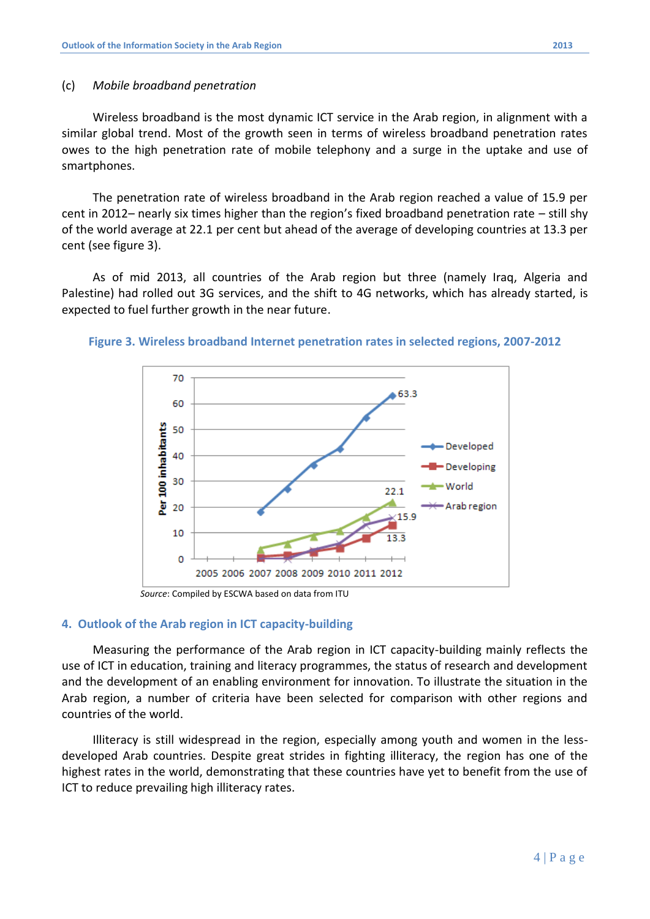(c) *Mobile broadband penetration*

Wireless broadband is the most dynamic ICT service in the Arab region, in alignment with a similar global trend. Most of the growth seen in terms of wireless broadband penetration rates owes to the high penetration rate of mobile telephony and a surge in the uptake and use of smartphones.

The penetration rate of wireless broadband in the Arab region reached a value of 15.9 per cent in 2012– nearly six times higher than the region's fixed broadband penetration rate – still shy of the world average at 22.1 per cent but ahead of the average of developing countries at 13.3 per cent (see figure 3).

As of mid 2013, all countries of the Arab region but three (namely Iraq, Algeria and Palestine) had rolled out 3G services, and the shift to 4G networks, which has already started, is expected to fuel further growth in the near future.

**Figure 3. Wireless broadband Internet penetration rates in selected regions, 2007-2012**

Per 100 inhabitants

70
60
50
40
30
20
10
0

2005 2006 2007 2008 2009 2010 2011 2012

63.3
22.1
15.9
13.3

Developed
Developing
World
Arab region

*Source*: Compiled by ESCWA based on data from ITU

## 4. Outlook of the Arab region in ICT capacity-building

Measuring the performance of the Arab region in ICT capacity-building mainly reflects the use of ICT in education, training and literacy programmes, the status of research and development and the development of an enabling environment for innovation. To illustrate the situation in the Arab region, a number of criteria have been selected for comparison with other regions and countries of the world.

Illiteracy is still widespread in the region, especially among youth and women in the less-developed Arab countries. Despite great strides in fighting illiteracy, the region has one of the highest rates in the world, demonstrating that these countries have yet to benefit from the use of ICT to reduce prevailing high illiteracy rates.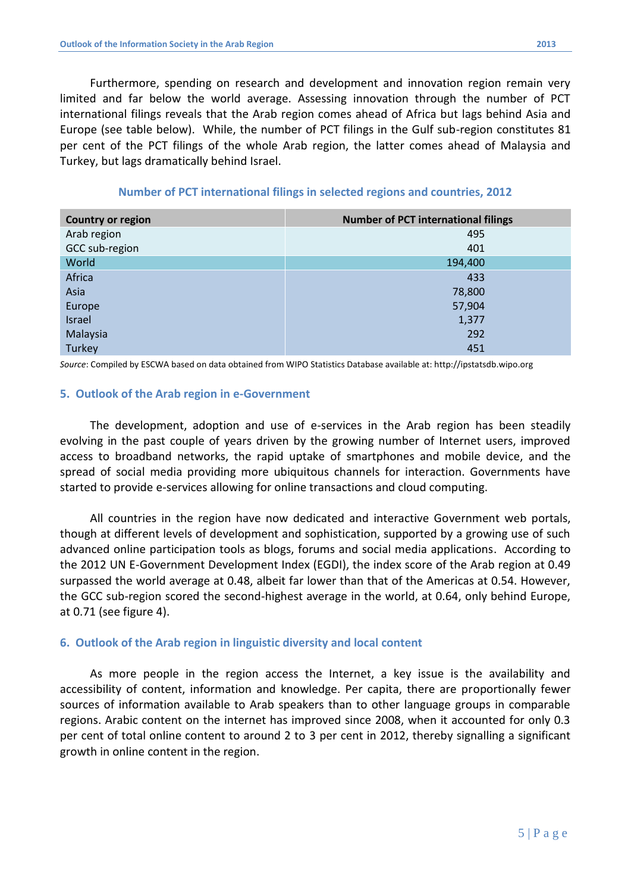Furthermore, spending on research and development and innovation region remain very limited and far below the world average. Assessing innovation through the number of PCT international filings reveals that the Arab region comes ahead of Africa but lags behind Asia and Europe (see table below). While, the number of PCT filings in the Gulf sub-region constitutes 81 per cent of the PCT filings of the whole Arab region, the latter comes ahead of Malaysia and Turkey, but lags dramatically behind Israel.

**Number of PCT international filings in selected regions and countries, 2012**

| Country or region | Number of PCT international filings |
|---|---|
| Arab region | 495 |
| GCC sub-region | 401 |
| World | 194,400 |
| Africa | 433 |
| Asia | 78,800 |
| Europe | 57,904 |
| Israel | 1,377 |
| Malaysia | 292 |
| Turkey | 451 |

*Source*: Compiled by ESCWA based on data obtained from WIPO Statistics Database available at: http://ipstatsdb.wipo.org

## 5. Outlook of the Arab region in e-Government

The development, adoption and use of e-services in the Arab region has been steadily evolving in the past couple of years driven by the growing number of Internet users, improved access to broadband networks, the rapid uptake of smartphones and mobile device, and the spread of social media providing more ubiquitous channels for interaction. Governments have started to provide e-services allowing for online transactions and cloud computing.

All countries in the region have now dedicated and interactive Government web portals, though at different levels of development and sophistication, supported by a growing use of such advanced online participation tools as blogs, forums and social media applications. According to the 2012 UN E-Government Development Index (EGDI), the index score of the Arab region at 0.49 surpassed the world average at 0.48, albeit far lower than that of the Americas at 0.54. However, the GCC sub-region scored the second-highest average in the world, at 0.64, only behind Europe, at 0.71 (see figure 4).

## 6. Outlook of the Arab region in linguistic diversity and local content

As more people in the region access the Internet, a key issue is the availability and accessibility of content, information and knowledge. Per capita, there are proportionally fewer sources of information available to Arab speakers than to other language groups in comparable regions. Arabic content on the internet has improved since 2008, when it accounted for only 0.3 per cent of total online content to around 2 to 3 per cent in 2012, thereby signalling a significant growth in online content in the region.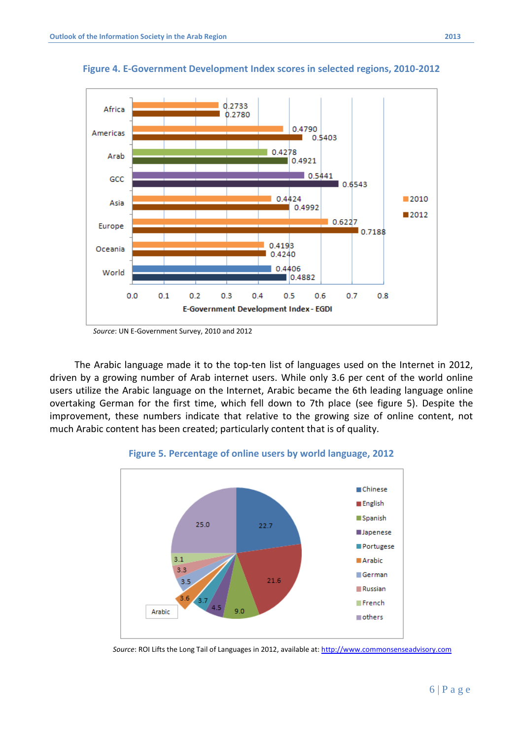**Figure 4. E-Government Development Index scores in selected regions, 2010-2012**

| Region | 2010 | 2012 |
|---|---|---|
| Africa | 0.2733 | 0.2780 |
| Americas | 0.4790 | 0.5403 |
| Arab | 0.4278 | 0.4921 |
| GCC | 0.5441 | 0.6543 |
| Asia | 0.4424 | 0.4992 |
| Europe | 0.6227 | 0.7188 |
| Oceania | 0.4193 | 0.4240 |
| World | 0.4406 | 0.4882 |

E-Government Development Index - EGDI

*Source*: UN E-Government Survey, 2010 and 2012

The Arabic language made it to the top-ten list of languages used on the Internet in 2012, driven by a growing number of Arab internet users. While only 3.6 per cent of the world online users utilize the Arabic language on the Internet, Arabic became the 6th leading language online overtaking German for the first time, which fell down to 7th place (see figure 5). Despite the improvement, these numbers indicate that relative to the growing size of online content, not much Arabic content has been created; particularly content that is of quality.

**Figure 5. Percentage of online users by world language, 2012**

| Language | Percentage |
|---|---|
| Chinese | 22.7 |
| English | 21.6 |
| Spanish | 9.0 |
| Japenese | 4.5 |
| Portugese | 3.7 |
| Arabic | 3.6 |
| German | 3.5 |
| Russian | 3.3 |
| French | 3.1 |
| others | 25.0 |

*Source*: ROI Lifts the Long Tail of Languages in 2012, available at: http://www.commonsenseadvisory.com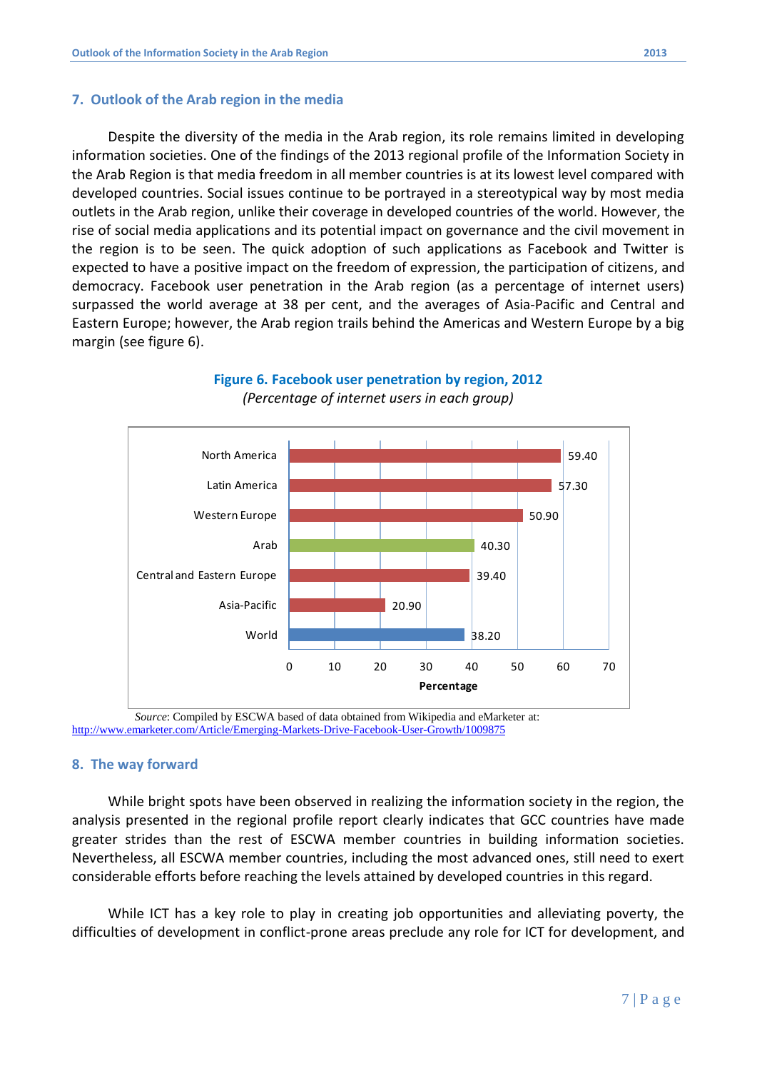## 7. Outlook of the Arab region in the media

Despite the diversity of the media in the Arab region, its role remains limited in developing information societies. One of the findings of the 2013 regional profile of the Information Society in the Arab Region is that media freedom in all member countries is at its lowest level compared with developed countries. Social issues continue to be portrayed in a stereotypical way by most media outlets in the Arab region, unlike their coverage in developed countries of the world. However, the rise of social media applications and its potential impact on governance and the civil movement in the region is to be seen. The quick adoption of such applications as Facebook and Twitter is expected to have a positive impact on the freedom of expression, the participation of citizens, and democracy. Facebook user penetration in the Arab region (as a percentage of internet users) surpassed the world average at 38 per cent, and the averages of Asia-Pacific and Central and Eastern Europe; however, the Arab region trails behind the Americas and Western Europe by a big margin (see figure 6).

**Figure 6. Facebook user penetration by region, 2012**

*(Percentage of internet users in each group)*

North America 59.40
Latin America 57.30
Western Europe 50.90
Arab 40.30
Central and Eastern Europe 39.40
Asia-Pacific 20.90
World 38.20

0 10 20 30 40 50 60 70

Percentage

*Source*: Compiled by ESCWA based of data obtained from Wikipedia and eMarketer at: http://www.emarketer.com/Article/Emerging-Markets-Drive-Facebook-User-Growth/1009875

## 8. The way forward

While bright spots have been observed in realizing the information society in the region, the analysis presented in the regional profile report clearly indicates that GCC countries have made greater strides than the rest of ESCWA member countries in building information societies. Nevertheless, all ESCWA member countries, including the most advanced ones, still need to exert considerable efforts before reaching the levels attained by developed countries in this regard.

While ICT has a key role to play in creating job opportunities and alleviating poverty, the difficulties of development in conflict-prone areas preclude any role for ICT for development, and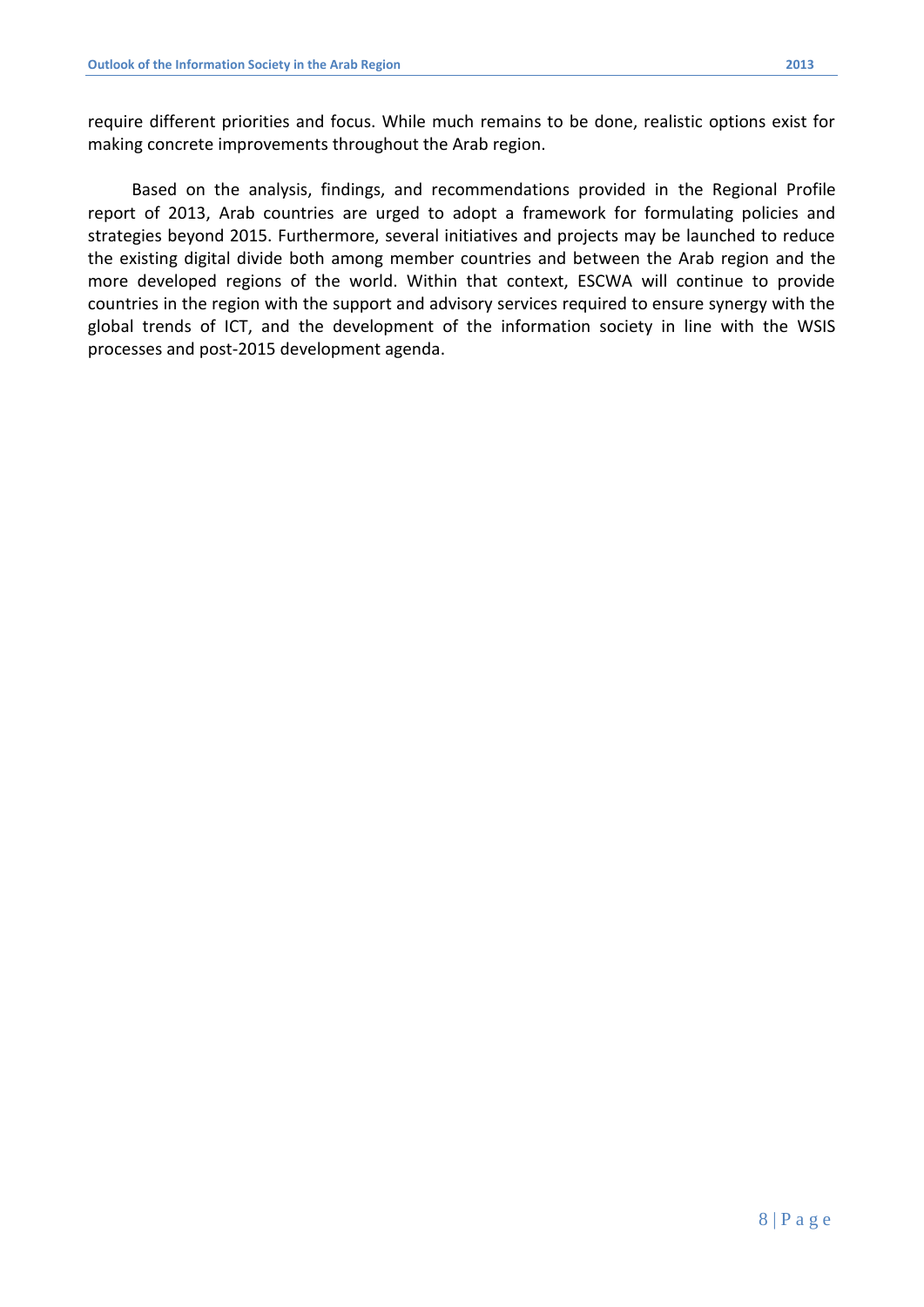require different priorities and focus. While much remains to be done, realistic options exist for making concrete improvements throughout the Arab region.

Based on the analysis, findings, and recommendations provided in the Regional Profile report of 2013, Arab countries are urged to adopt a framework for formulating policies and strategies beyond 2015. Furthermore, several initiatives and projects may be launched to reduce the existing digital divide both among member countries and between the Arab region and the more developed regions of the world. Within that context, ESCWA will continue to provide countries in the region with the support and advisory services required to ensure synergy with the global trends of ICT, and the development of the information society in line with the WSIS processes and post-2015 development agenda.